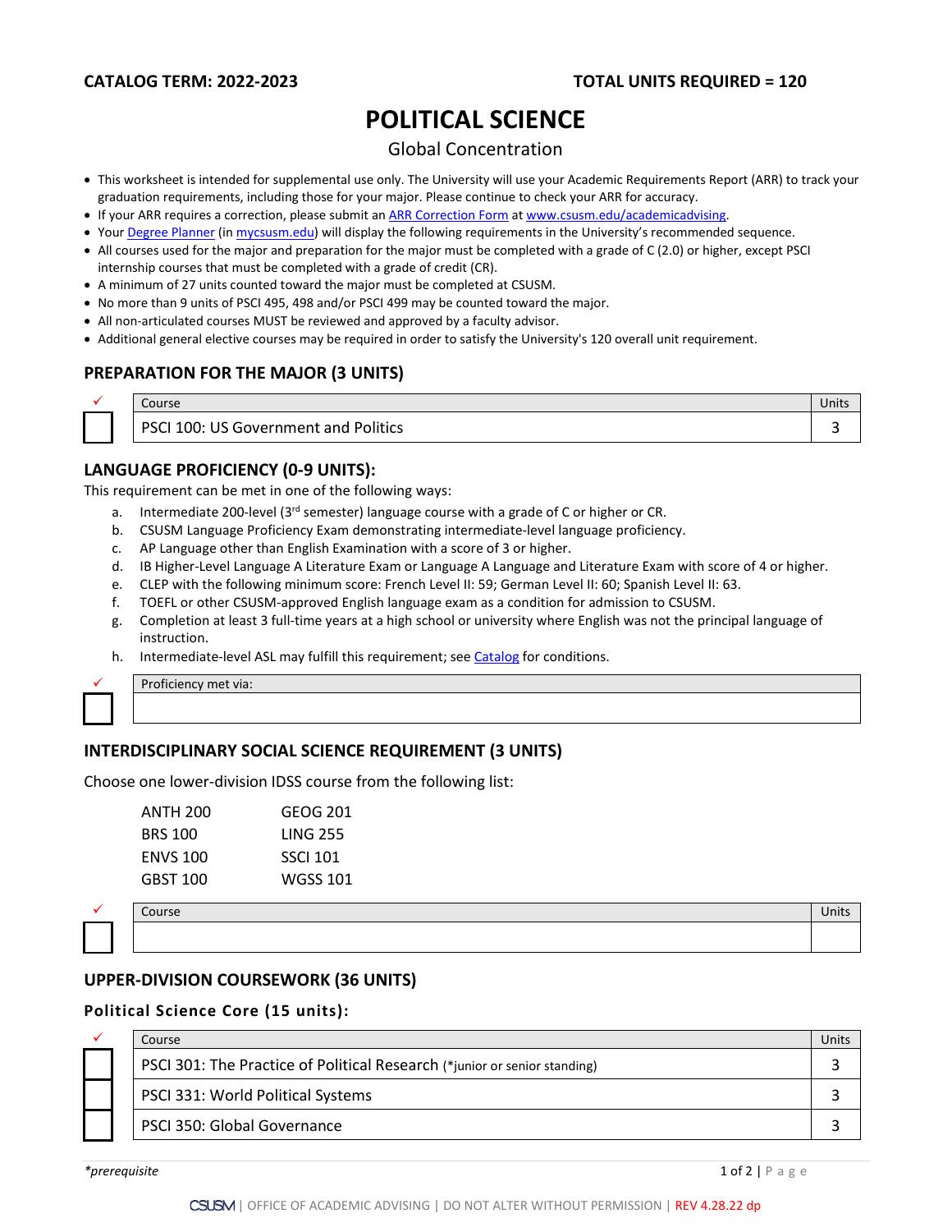**CATALOG TERM: 2022-2023** **TOTAL UNITS REQUIRED = 120**

# POLITICAL SCIENCE

Global Concentration

- This worksheet is intended for supplemental use only. The University will use your Academic Requirements Report (ARR) to track your graduation requirements, including those for your major. Please continue to check your ARR for accuracy.
- If your ARR requires a correction, please submit an ARR Correction Form at www.csusm.edu/academicadvising.
- Your Degree Planner (in mycsusm.edu) will display the following requirements in the University's recommended sequence.
- All courses used for the major and preparation for the major must be completed with a grade of C (2.0) or higher, except PSCI internship courses that must be completed with a grade of credit (CR).
- A minimum of 27 units counted toward the major must be completed at CSUSM.
- No more than 9 units of PSCI 495, 498 and/or PSCI 499 may be counted toward the major.
- All non-articulated courses MUST be reviewed and approved by a faculty advisor.
- Additional general elective courses may be required in order to satisfy the University's 120 overall unit requirement.

## PREPARATION FOR THE MAJOR (3 UNITS)

| ✓ | Course | Units |
|---|---|---|
| ☐ | PSCI 100: US Government and Politics | 3 |

## LANGUAGE PROFICIENCY (0-9 UNITS):

This requirement can be met in one of the following ways:

a. Intermediate 200-level (3rd semester) language course with a grade of C or higher or CR.
b. CSUSM Language Proficiency Exam demonstrating intermediate-level language proficiency.
c. AP Language other than English Examination with a score of 3 or higher.
d. IB Higher-Level Language A Literature Exam or Language A Language and Literature Exam with score of 4 or higher.
e. CLEP with the following minimum score: French Level II: 59; German Level II: 60; Spanish Level II: 63.
f. TOEFL or other CSUSM-approved English language exam as a condition for admission to CSUSM.
g. Completion at least 3 full-time years at a high school or university where English was not the principal language of instruction.
h. Intermediate-level ASL may fulfill this requirement; see Catalog for conditions.

| ✓ | Proficiency met via: |
|---|---|
| ☐ | |

## INTERDISCIPLINARY SOCIAL SCIENCE REQUIREMENT (3 UNITS)

Choose one lower-division IDSS course from the following list:

| | |
|---|---|
| ANTH 200 | GEOG 201 |
| BRS 100 | LING 255 |
| ENVS 100 | SSCI 101 |
| GBST 100 | WGSS 101 |

| ✓ | Course | Units |
|---|---|---|
| ☐ | | |

## UPPER-DIVISION COURSEWORK (36 UNITS)

### Political Science Core (15 units):

| ✓ | Course | Units |
|---|---|---|
| ☐ | PSCI 301: The Practice of Political Research (*junior or senior standing) | 3 |
| ☐ | PSCI 331: World Political Systems | 3 |
| ☐ | PSCI 350: Global Governance | 3 |

*\*prerequisite*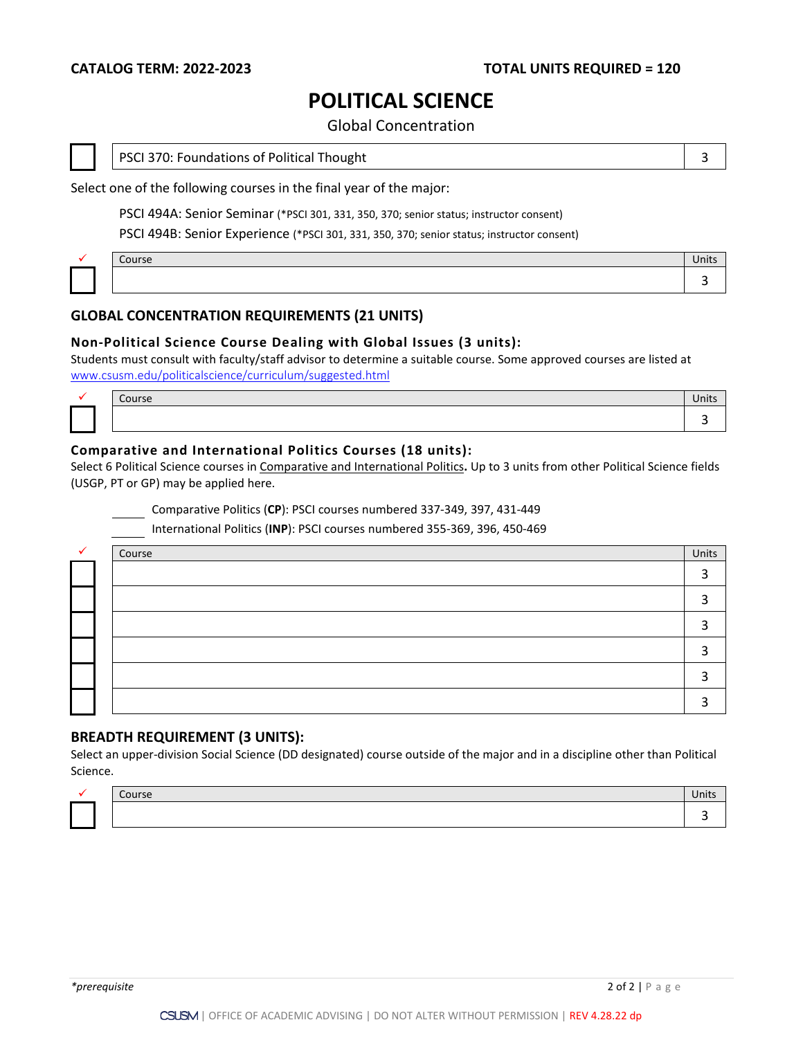CATALOG TERM: 2022-2023 | TOTAL UNITS REQUIRED = 120

# POLITICAL SCIENCE

Global Concentration

| | | |
|---|---|---|
| ☐ | PSCI 370: Foundations of Political Thought | 3 |

Select one of the following courses in the final year of the major:

PSCI 494A: Senior Seminar (*PSCI 301, 331, 350, 370; senior status; instructor consent)

PSCI 494B: Senior Experience (*PSCI 301, 331, 350, 370; senior status; instructor consent)

| ✓ | Course | Units |
|---|---|---|
| ☐ | | 3 |

## GLOBAL CONCENTRATION REQUIREMENTS (21 UNITS)

### Non-Political Science Course Dealing with Global Issues (3 units):

Students must consult with faculty/staff advisor to determine a suitable course. Some approved courses are listed at www.csusm.edu/politicalscience/curriculum/suggested.html

| ✓ | Course | Units |
|---|---|---|
| ☐ | | 3 |

### Comparative and International Politics Courses (18 units):

Select 6 Political Science courses in Comparative and International Politics**.** Up to 3 units from other Political Science fields (USGP, PT or GP) may be applied here.

_____ Comparative Politics (**CP**): PSCI courses numbered 337-349, 397, 431-449

_____ International Politics (**INP**): PSCI courses numbered 355-369, 396, 450-469

| ✓ | Course | Units |
|---|---|---|
| ☐ | | 3 |
| ☐ | | 3 |
| ☐ | | 3 |
| ☐ | | 3 |
| ☐ | | 3 |
| ☐ | | 3 |

## BREADTH REQUIREMENT (3 UNITS):

Select an upper-division Social Science (DD designated) course outside of the major and in a discipline other than Political Science.

| ✓ | Course | Units |
|---|---|---|
| ☐ | | 3 |

*\*prerequisite*

CSUSM | OFFICE OF ACADEMIC ADVISING | DO NOT ALTER WITHOUT PERMISSION | REV 4.28.22 dp